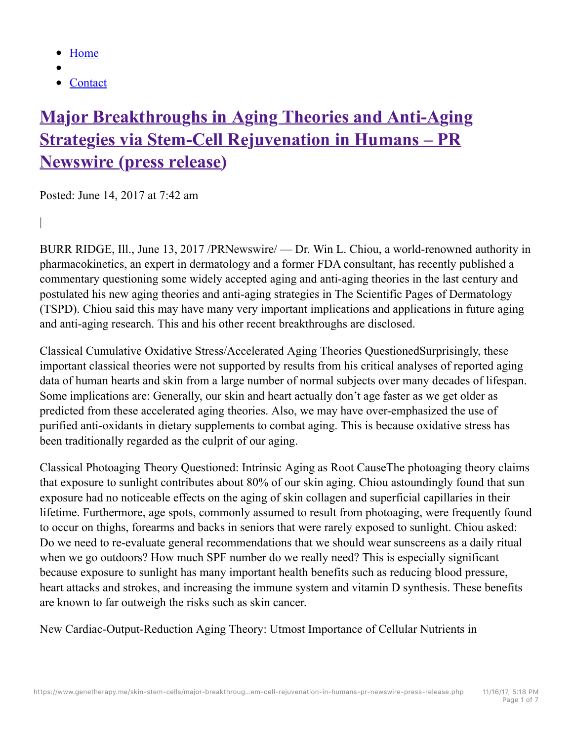- Home
- 
- Contact

# Major Breakthroughs in Aging Theories and Anti-Aging Strategies via Stem-Cell Rejuvenation in Humans – PR Newswire (press release)

Posted: June 14, 2017 at 7:42 am

|

BURR RIDGE, Ill., June 13, 2017 /PRNewswire/ — Dr. Win L. Chiou, a world-renowned authority in pharmacokinetics, an expert in dermatology and a former FDA consultant, has recently published a commentary questioning some widely accepted aging and anti-aging theories in the last century and postulated his new aging theories and anti-aging strategies in The Scientific Pages of Dermatology (TSPD). Chiou said this may have many very important implications and applications in future aging and anti-aging research. This and his other recent breakthroughs are disclosed.

Classical Cumulative Oxidative Stress/Accelerated Aging Theories QuestionedSurprisingly, these important classical theories were not supported by results from his critical analyses of reported aging data of human hearts and skin from a large number of normal subjects over many decades of lifespan. Some implications are: Generally, our skin and heart actually don't age faster as we get older as predicted from these accelerated aging theories. Also, we may have over-emphasized the use of purified anti-oxidants in dietary supplements to combat aging. This is because oxidative stress has been traditionally regarded as the culprit of our aging.

Classical Photoaging Theory Questioned: Intrinsic Aging as Root CauseThe photoaging theory claims that exposure to sunlight contributes about 80% of our skin aging. Chiou astoundingly found that sun exposure had no noticeable effects on the aging of skin collagen and superficial capillaries in their lifetime. Furthermore, age spots, commonly assumed to result from photoaging, were frequently found to occur on thighs, forearms and backs in seniors that were rarely exposed to sunlight. Chiou asked: Do we need to re-evaluate general recommendations that we should wear sunscreens as a daily ritual when we go outdoors? How much SPF number do we really need? This is especially significant because exposure to sunlight has many important health benefits such as reducing blood pressure, heart attacks and strokes, and increasing the immune system and vitamin D synthesis. These benefits are known to far outweigh the risks such as skin cancer.

New Cardiac-Output-Reduction Aging Theory: Utmost Importance of Cellular Nutrients in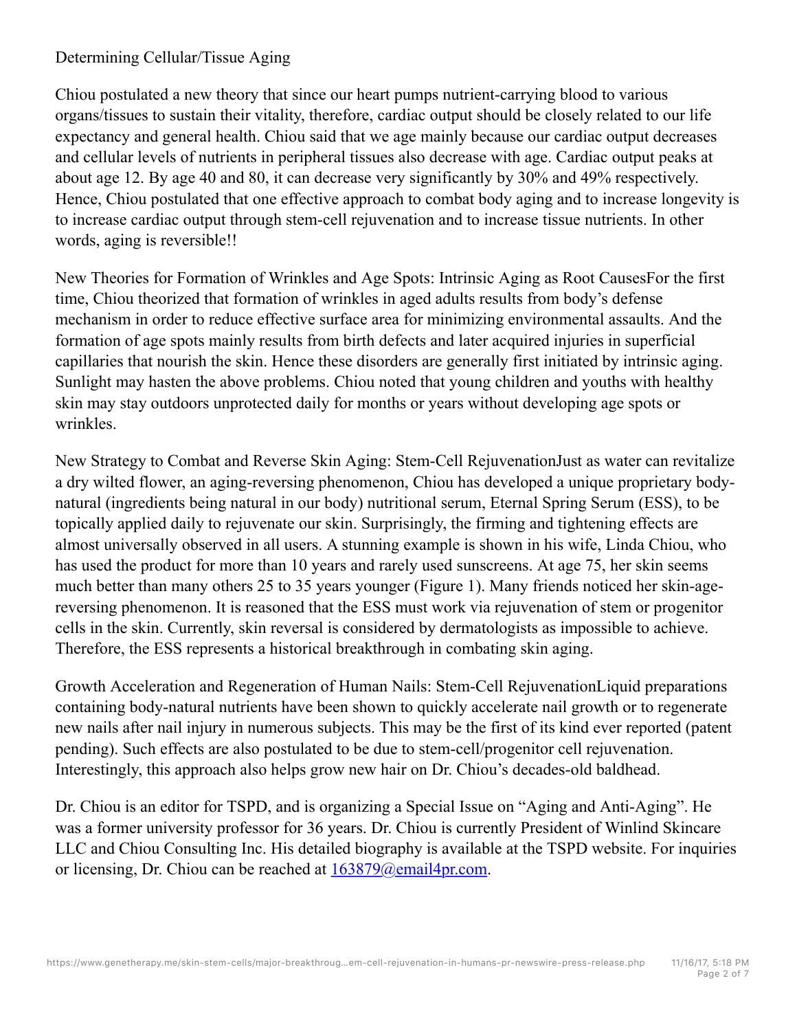Determining Cellular/Tissue Aging

Chiou postulated a new theory that since our heart pumps nutrient-carrying blood to various organs/tissues to sustain their vitality, therefore, cardiac output should be closely related to our life expectancy and general health. Chiou said that we age mainly because our cardiac output decreases and cellular levels of nutrients in peripheral tissues also decrease with age. Cardiac output peaks at about age 12. By age 40 and 80, it can decrease very significantly by 30% and 49% respectively. Hence, Chiou postulated that one effective approach to combat body aging and to increase longevity is to increase cardiac output through stem-cell rejuvenation and to increase tissue nutrients. In other words, aging is reversible!!

New Theories for Formation of Wrinkles and Age Spots: Intrinsic Aging as Root CausesFor the first time, Chiou theorized that formation of wrinkles in aged adults results from body's defense mechanism in order to reduce effective surface area for minimizing environmental assaults. And the formation of age spots mainly results from birth defects and later acquired injuries in superficial capillaries that nourish the skin. Hence these disorders are generally first initiated by intrinsic aging. Sunlight may hasten the above problems. Chiou noted that young children and youths with healthy skin may stay outdoors unprotected daily for months or years without developing age spots or wrinkles.

New Strategy to Combat and Reverse Skin Aging: Stem-Cell RejuvenationJust as water can revitalize a dry wilted flower, an aging-reversing phenomenon, Chiou has developed a unique proprietary body-natural (ingredients being natural in our body) nutritional serum, Eternal Spring Serum (ESS), to be topically applied daily to rejuvenate our skin. Surprisingly, the firming and tightening effects are almost universally observed in all users. A stunning example is shown in his wife, Linda Chiou, who has used the product for more than 10 years and rarely used sunscreens. At age 75, her skin seems much better than many others 25 to 35 years younger (Figure 1). Many friends noticed her skin-age-reversing phenomenon. It is reasoned that the ESS must work via rejuvenation of stem or progenitor cells in the skin. Currently, skin reversal is considered by dermatologists as impossible to achieve. Therefore, the ESS represents a historical breakthrough in combating skin aging.

Growth Acceleration and Regeneration of Human Nails: Stem-Cell RejuvenationLiquid preparations containing body-natural nutrients have been shown to quickly accelerate nail growth or to regenerate new nails after nail injury in numerous subjects. This may be the first of its kind ever reported (patent pending). Such effects are also postulated to be due to stem-cell/progenitor cell rejuvenation. Interestingly, this approach also helps grow new hair on Dr. Chiou's decades-old baldhead.

Dr. Chiou is an editor for TSPD, and is organizing a Special Issue on "Aging and Anti-Aging". He was a former university professor for 36 years. Dr. Chiou is currently President of Winlind Skincare LLC and Chiou Consulting Inc. His detailed biography is available at the TSPD website. For inquiries or licensing, Dr. Chiou can be reached at 163879@email4pr.com.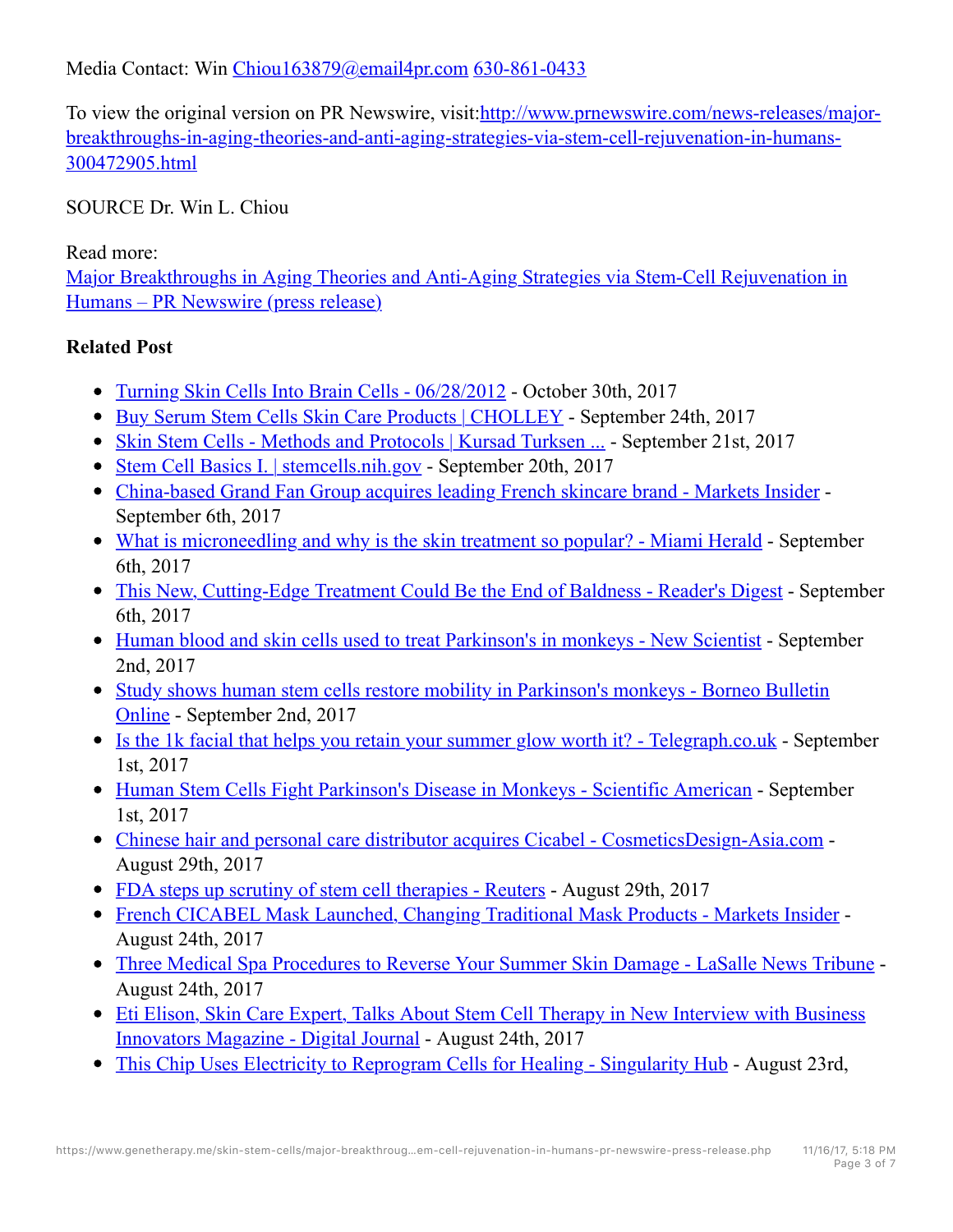Media Contact: Win Chiou163879@email4pr.com 630-861-0433

To view the original version on PR Newswire, visit:http://www.prnewswire.com/news-releases/major-breakthroughs-in-aging-theories-and-anti-aging-strategies-via-stem-cell-rejuvenation-in-humans-300472905.html

SOURCE Dr. Win L. Chiou

Read more:
Major Breakthroughs in Aging Theories and Anti-Aging Strategies via Stem-Cell Rejuvenation in Humans – PR Newswire (press release)

**Related Post**

- Turning Skin Cells Into Brain Cells - 06/28/2012 - October 30th, 2017
- Buy Serum Stem Cells Skin Care Products | CHOLLEY - September 24th, 2017
- Skin Stem Cells - Methods and Protocols | Kursad Turksen ... - September 21st, 2017
- Stem Cell Basics I. | stemcells.nih.gov - September 20th, 2017
- China-based Grand Fan Group acquires leading French skincare brand - Markets Insider - September 6th, 2017
- What is microneedling and why is the skin treatment so popular? - Miami Herald - September 6th, 2017
- This New, Cutting-Edge Treatment Could Be the End of Baldness - Reader's Digest - September 6th, 2017
- Human blood and skin cells used to treat Parkinson's in monkeys - New Scientist - September 2nd, 2017
- Study shows human stem cells restore mobility in Parkinson's monkeys - Borneo Bulletin Online - September 2nd, 2017
- Is the 1k facial that helps you retain your summer glow worth it? - Telegraph.co.uk - September 1st, 2017
- Human Stem Cells Fight Parkinson's Disease in Monkeys - Scientific American - September 1st, 2017
- Chinese hair and personal care distributor acquires Cicabel - CosmeticsDesign-Asia.com - August 29th, 2017
- FDA steps up scrutiny of stem cell therapies - Reuters - August 29th, 2017
- French CICABEL Mask Launched, Changing Traditional Mask Products - Markets Insider - August 24th, 2017
- Three Medical Spa Procedures to Reverse Your Summer Skin Damage - LaSalle News Tribune - August 24th, 2017
- Eti Elison, Skin Care Expert, Talks About Stem Cell Therapy in New Interview with Business Innovators Magazine - Digital Journal - August 24th, 2017
- This Chip Uses Electricity to Reprogram Cells for Healing - Singularity Hub - August 23rd,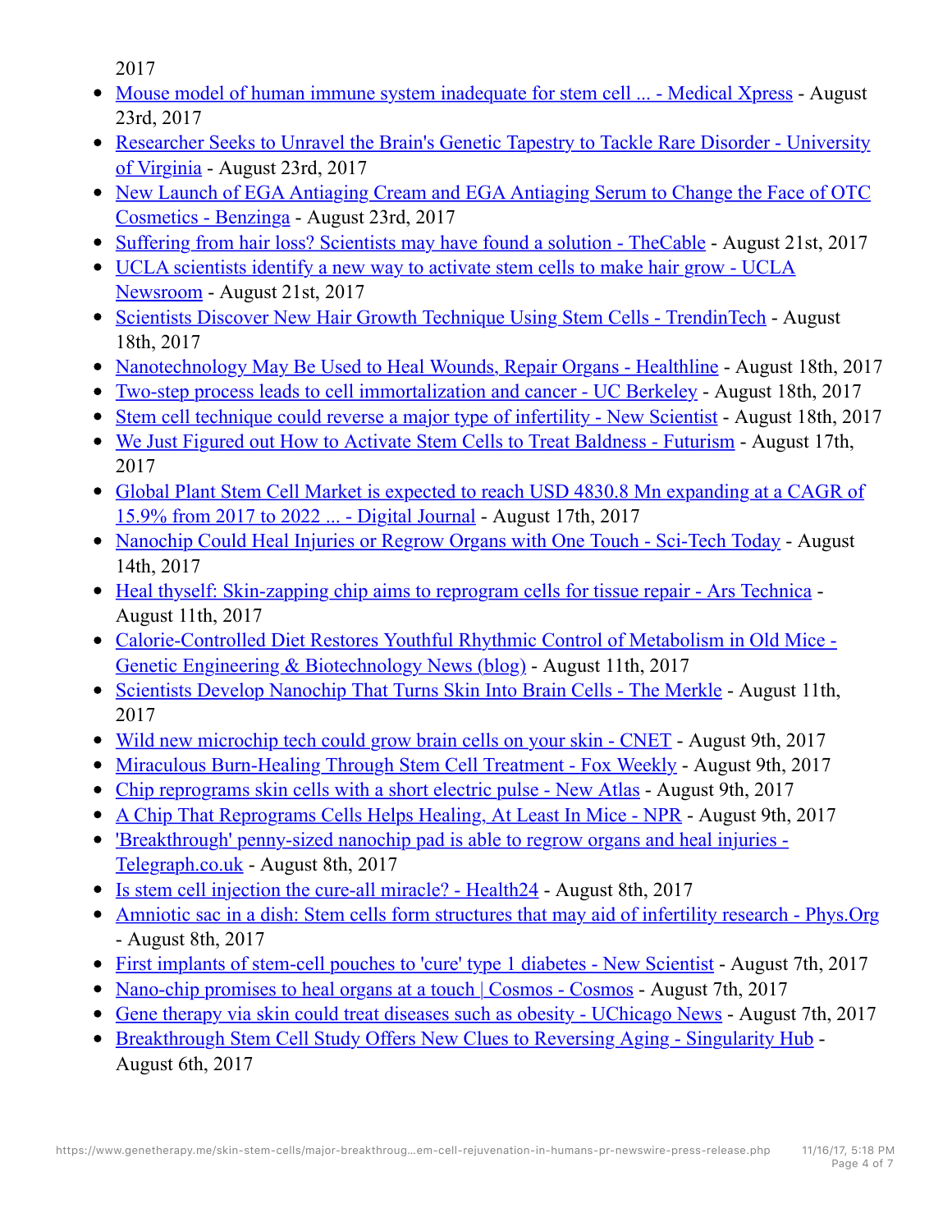2017

- Mouse model of human immune system inadequate for stem cell ... - Medical Xpress - August 23rd, 2017
- Researcher Seeks to Unravel the Brain's Genetic Tapestry to Tackle Rare Disorder - University of Virginia - August 23rd, 2017
- New Launch of EGA Antiaging Cream and EGA Antiaging Serum to Change the Face of OTC Cosmetics - Benzinga - August 23rd, 2017
- Suffering from hair loss? Scientists may have found a solution - TheCable - August 21st, 2017
- UCLA scientists identify a new way to activate stem cells to make hair grow - UCLA Newsroom - August 21st, 2017
- Scientists Discover New Hair Growth Technique Using Stem Cells - TrendinTech - August 18th, 2017
- Nanotechnology May Be Used to Heal Wounds, Repair Organs - Healthline - August 18th, 2017
- Two-step process leads to cell immortalization and cancer - UC Berkeley - August 18th, 2017
- Stem cell technique could reverse a major type of infertility - New Scientist - August 18th, 2017
- We Just Figured out How to Activate Stem Cells to Treat Baldness - Futurism - August 17th, 2017
- Global Plant Stem Cell Market is expected to reach USD 4830.8 Mn expanding at a CAGR of 15.9% from 2017 to 2022 ... - Digital Journal - August 17th, 2017
- Nanochip Could Heal Injuries or Regrow Organs with One Touch - Sci-Tech Today - August 14th, 2017
- Heal thyself: Skin-zapping chip aims to reprogram cells for tissue repair - Ars Technica - August 11th, 2017
- Calorie-Controlled Diet Restores Youthful Rhythmic Control of Metabolism in Old Mice - Genetic Engineering & Biotechnology News (blog) - August 11th, 2017
- Scientists Develop Nanochip That Turns Skin Into Brain Cells - The Merkle - August 11th, 2017
- Wild new microchip tech could grow brain cells on your skin - CNET - August 9th, 2017
- Miraculous Burn-Healing Through Stem Cell Treatment - Fox Weekly - August 9th, 2017
- Chip reprograms skin cells with a short electric pulse - New Atlas - August 9th, 2017
- A Chip That Reprograms Cells Helps Healing, At Least In Mice - NPR - August 9th, 2017
- 'Breakthrough' penny-sized nanochip pad is able to regrow organs and heal injuries - Telegraph.co.uk - August 8th, 2017
- Is stem cell injection the cure-all miracle? - Health24 - August 8th, 2017
- Amniotic sac in a dish: Stem cells form structures that may aid of infertility research - Phys.Org - August 8th, 2017
- First implants of stem-cell pouches to 'cure' type 1 diabetes - New Scientist - August 7th, 2017
- Nano-chip promises to heal organs at a touch | Cosmos - Cosmos - August 7th, 2017
- Gene therapy via skin could treat diseases such as obesity - UChicago News - August 7th, 2017
- Breakthrough Stem Cell Study Offers New Clues to Reversing Aging - Singularity Hub - August 6th, 2017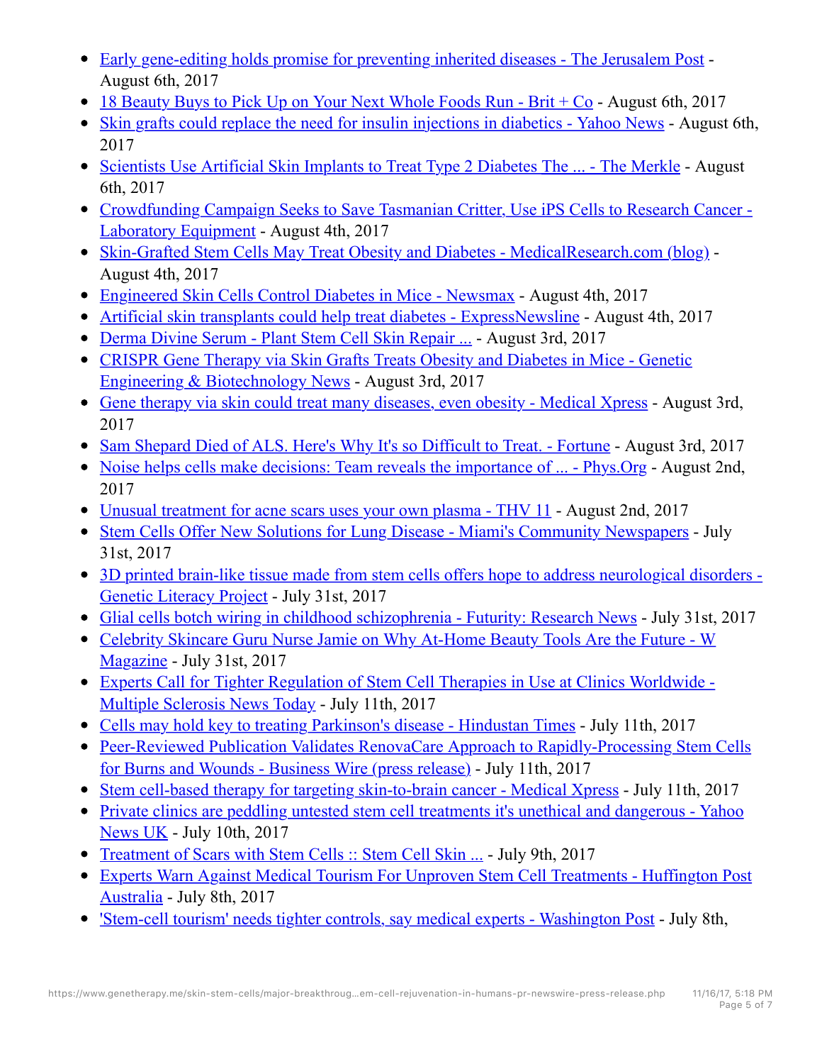- [Early gene-editing holds promise for preventing inherited diseases - The Jerusalem Post]() - August 6th, 2017
- [18 Beauty Buys to Pick Up on Your Next Whole Foods Run - Brit + Co]() - August 6th, 2017
- [Skin grafts could replace the need for insulin injections in diabetics - Yahoo News]() - August 6th, 2017
- [Scientists Use Artificial Skin Implants to Treat Type 2 Diabetes The ... - The Merkle]() - August 6th, 2017
- [Crowdfunding Campaign Seeks to Save Tasmanian Critter, Use iPS Cells to Research Cancer - Laboratory Equipment]() - August 4th, 2017
- [Skin-Grafted Stem Cells May Treat Obesity and Diabetes - MedicalResearch.com (blog)]() - August 4th, 2017
- [Engineered Skin Cells Control Diabetes in Mice - Newsmax]() - August 4th, 2017
- [Artificial skin transplants could help treat diabetes - ExpressNewsline]() - August 4th, 2017
- [Derma Divine Serum - Plant Stem Cell Skin Repair ...]() - August 3rd, 2017
- [CRISPR Gene Therapy via Skin Grafts Treats Obesity and Diabetes in Mice - Genetic Engineering & Biotechnology News]() - August 3rd, 2017
- [Gene therapy via skin could treat many diseases, even obesity - Medical Xpress]() - August 3rd, 2017
- [Sam Shepard Died of ALS. Here's Why It's so Difficult to Treat. - Fortune]() - August 3rd, 2017
- [Noise helps cells make decisions: Team reveals the importance of ... - Phys.Org]() - August 2nd, 2017
- [Unusual treatment for acne scars uses your own plasma - THV 11]() - August 2nd, 2017
- [Stem Cells Offer New Solutions for Lung Disease - Miami's Community Newspapers]() - July 31st, 2017
- [3D printed brain-like tissue made from stem cells offers hope to address neurological disorders - Genetic Literacy Project]() - July 31st, 2017
- [Glial cells botch wiring in childhood schizophrenia - Futurity: Research News]() - July 31st, 2017
- [Celebrity Skincare Guru Nurse Jamie on Why At-Home Beauty Tools Are the Future - W Magazine]() - July 31st, 2017
- [Experts Call for Tighter Regulation of Stem Cell Therapies in Use at Clinics Worldwide - Multiple Sclerosis News Today]() - July 11th, 2017
- [Cells may hold key to treating Parkinson's disease - Hindustan Times]() - July 11th, 2017
- [Peer-Reviewed Publication Validates RenovaCare Approach to Rapidly-Processing Stem Cells for Burns and Wounds - Business Wire (press release)]() - July 11th, 2017
- [Stem cell-based therapy for targeting skin-to-brain cancer - Medical Xpress]() - July 11th, 2017
- [Private clinics are peddling untested stem cell treatments it's unethical and dangerous - Yahoo News UK]() - July 10th, 2017
- [Treatment of Scars with Stem Cells :: Stem Cell Skin ...]() - July 9th, 2017
- [Experts Warn Against Medical Tourism For Unproven Stem Cell Treatments - Huffington Post Australia]() - July 8th, 2017
- ['Stem-cell tourism' needs tighter controls, say medical experts - Washington Post]() - July 8th,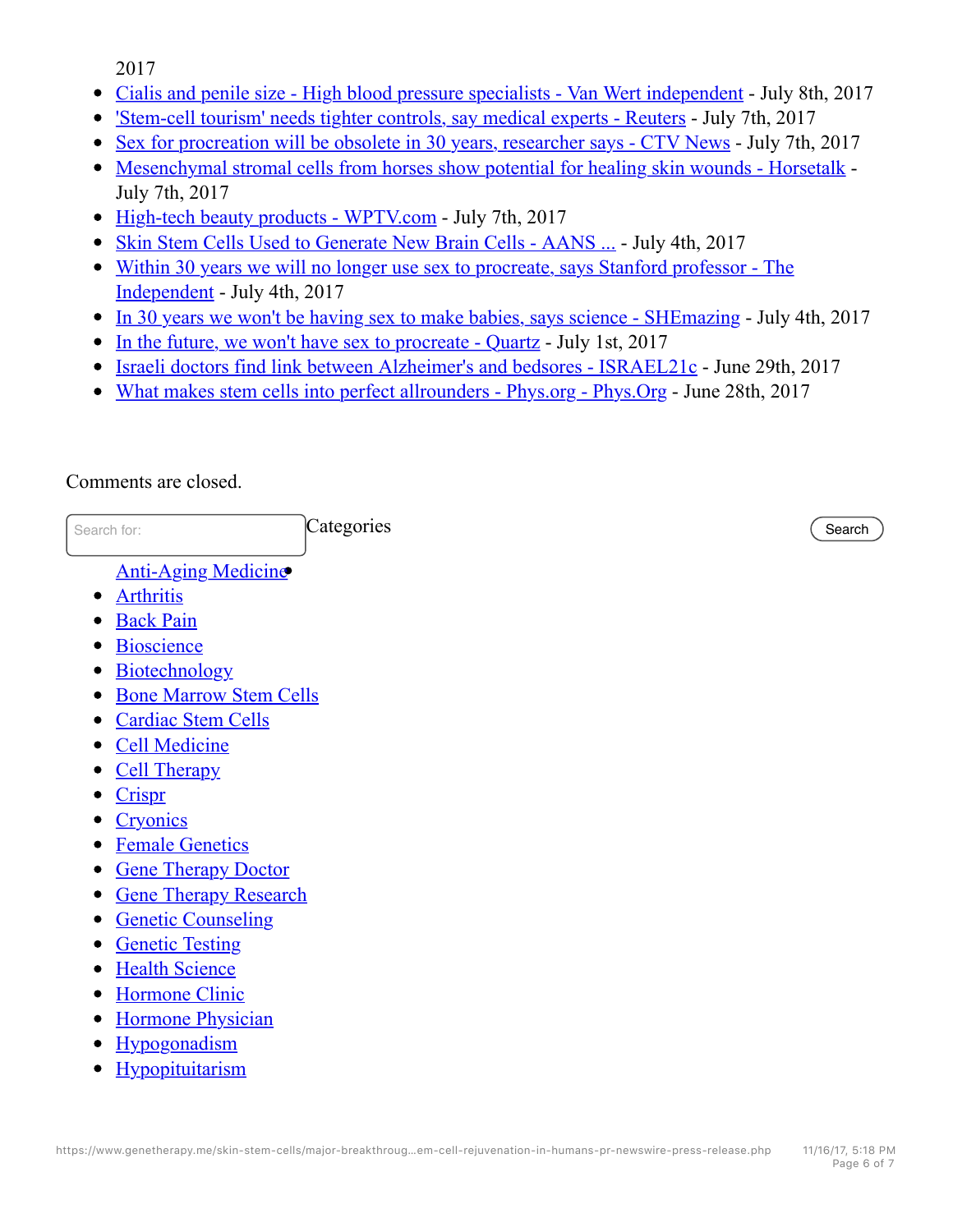2017

- Cialis and penile size - High blood pressure specialists - Van Wert independent - July 8th, 2017
- 'Stem-cell tourism' needs tighter controls, say medical experts - Reuters - July 7th, 2017
- Sex for procreation will be obsolete in 30 years, researcher says - CTV News - July 7th, 2017
- Mesenchymal stromal cells from horses show potential for healing skin wounds - Horsetalk - July 7th, 2017
- High-tech beauty products - WPTV.com - July 7th, 2017
- Skin Stem Cells Used to Generate New Brain Cells - AANS ... - July 4th, 2017
- Within 30 years we will no longer use sex to procreate, says Stanford professor - The Independent - July 4th, 2017
- In 30 years we won't be having sex to make babies, says science - SHEmazing - July 4th, 2017
- In the future, we won't have sex to procreate - Quartz - July 1st, 2017
- Israeli doctors find link between Alzheimer's and bedsores - ISRAEL21c - June 29th, 2017
- What makes stem cells into perfect allrounders - Phys.org - Phys.Org - June 28th, 2017

Comments are closed.

Search for: Search

Categories

- Anti-Aging Medicine
- Arthritis
- Back Pain
- Bioscience
- Biotechnology
- Bone Marrow Stem Cells
- Cardiac Stem Cells
- Cell Medicine
- Cell Therapy
- Crispr
- Cryonics
- Female Genetics
- Gene Therapy Doctor
- Gene Therapy Research
- Genetic Counseling
- Genetic Testing
- Health Science
- Hormone Clinic
- Hormone Physician
- Hypogonadism
- Hypopituitarism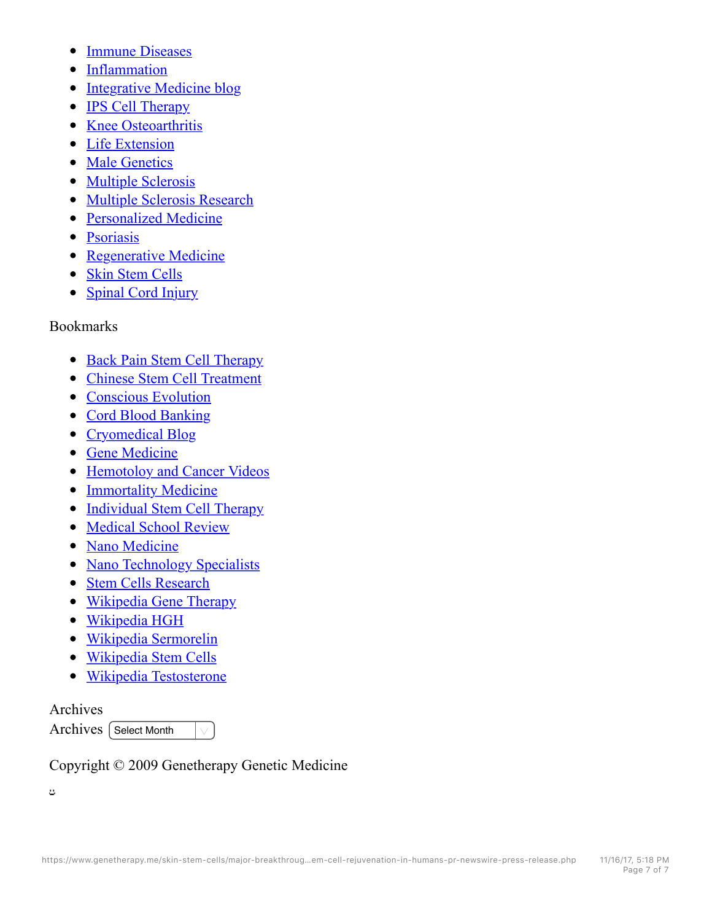- Immune Diseases
- Inflammation
- Integrative Medicine blog
- IPS Cell Therapy
- Knee Osteoarthritis
- Life Extension
- Male Genetics
- Multiple Sclerosis
- Multiple Sclerosis Research
- Personalized Medicine
- Psoriasis
- Regenerative Medicine
- Skin Stem Cells
- Spinal Cord Injury

Bookmarks

- Back Pain Stem Cell Therapy
- Chinese Stem Cell Treatment
- Conscious Evolution
- Cord Blood Banking
- Cryomedical Blog
- Gene Medicine
- Hemotoloy and Cancer Videos
- Immortality Medicine
- Individual Stem Cell Therapy
- Medical School Review
- Nano Medicine
- Nano Technology Specialists
- Stem Cells Research
- Wikipedia Gene Therapy
- Wikipedia HGH
- Wikipedia Sermorelin
- Wikipedia Stem Cells
- Wikipedia Testosterone

Archives

Archives Select Month

Copyright © 2009 Genetherapy Genetic Medicine